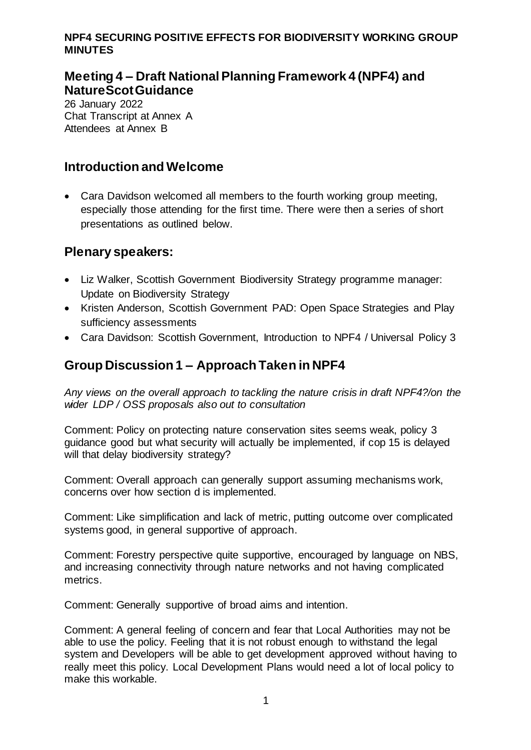**NPF4 SECURING POSITIVE EFFECTS FOR BIODIVERSITY WORKING GROUP MINUTES**

## Meeting 4 – Draft National Planning Framework 4 (NPF4) and NatureScot Guidance

26 January 2022
Chat Transcript at Annex A
Attendees at Annex B

## Introduction and Welcome

- Cara Davidson welcomed all members to the fourth working group meeting, especially those attending for the first time. There were then a series of short presentations as outlined below.

## Plenary speakers:

- Liz Walker, Scottish Government Biodiversity Strategy programme manager: Update on Biodiversity Strategy
- Kristen Anderson, Scottish Government PAD: Open Space Strategies and Play sufficiency assessments
- Cara Davidson: Scottish Government, Introduction to NPF4 / Universal Policy 3

## Group Discussion 1 – Approach Taken in NPF4

*Any views on the overall approach to tackling the nature crisis in draft NPF4?/on the wider LDP / OSS proposals also out to consultation*

Comment: Policy on protecting nature conservation sites seems weak, policy 3 guidance good but what security will actually be implemented, if cop 15 is delayed will that delay biodiversity strategy?

Comment: Overall approach can generally support assuming mechanisms work, concerns over how section d is implemented.

Comment: Like simplification and lack of metric, putting outcome over complicated systems good, in general supportive of approach.

Comment: Forestry perspective quite supportive, encouraged by language on NBS, and increasing connectivity through nature networks and not having complicated metrics.

Comment: Generally supportive of broad aims and intention.

Comment: A general feeling of concern and fear that Local Authorities may not be able to use the policy. Feeling that it is not robust enough to withstand the legal system and Developers will be able to get development approved without having to really meet this policy. Local Development Plans would need a lot of local policy to make this workable.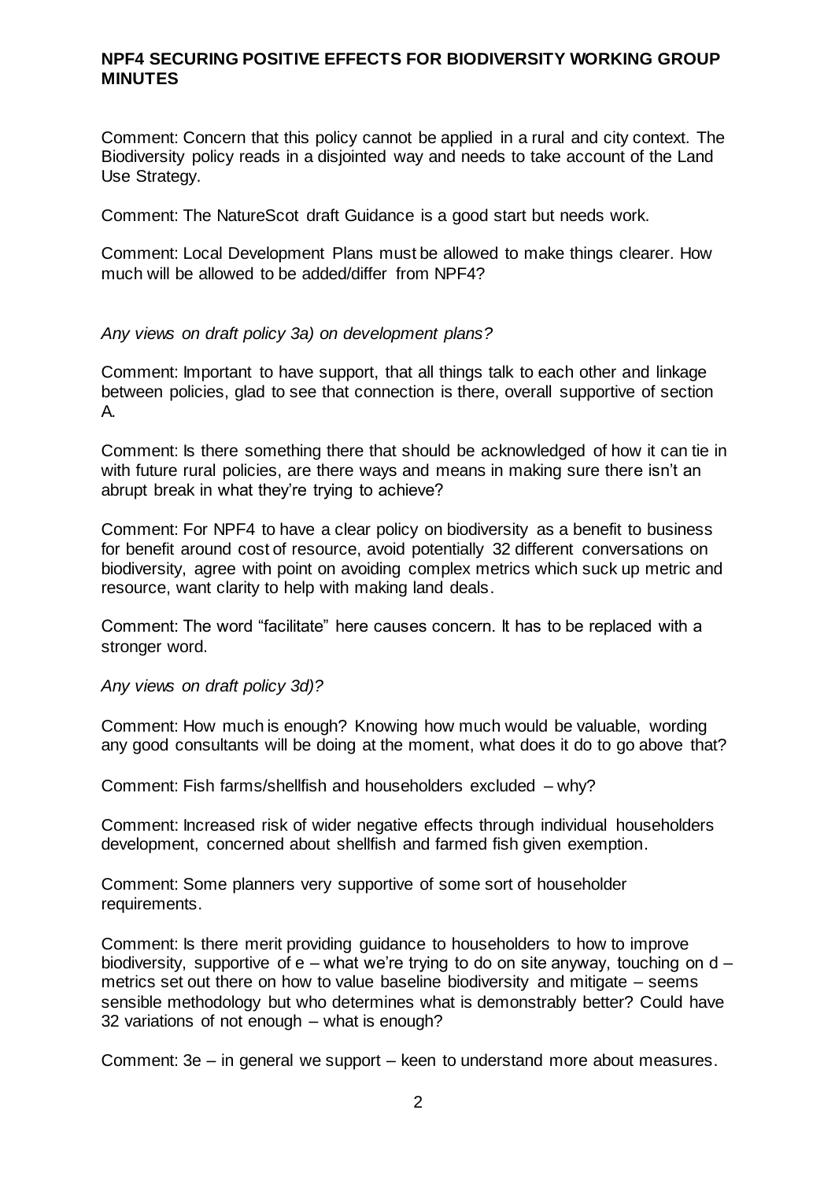**NPF4 SECURING POSITIVE EFFECTS FOR BIODIVERSITY WORKING GROUP MINUTES**

Comment: Concern that this policy cannot be applied in a rural and city context. The Biodiversity policy reads in a disjointed way and needs to take account of the Land Use Strategy.

Comment: The NatureScot draft Guidance is a good start but needs work.

Comment: Local Development Plans must be allowed to make things clearer. How much will be allowed to be added/differ from NPF4?

*Any views on draft policy 3a) on development plans?*

Comment: Important to have support, that all things talk to each other and linkage between policies, glad to see that connection is there, overall supportive of section A.

Comment: Is there something there that should be acknowledged of how it can tie in with future rural policies, are there ways and means in making sure there isn't an abrupt break in what they're trying to achieve?

Comment: For NPF4 to have a clear policy on biodiversity as a benefit to business for benefit around cost of resource, avoid potentially 32 different conversations on biodiversity, agree with point on avoiding complex metrics which suck up metric and resource, want clarity to help with making land deals.

Comment: The word "facilitate" here causes concern. It has to be replaced with a stronger word.

*Any views on draft policy 3d)?*

Comment: How much is enough? Knowing how much would be valuable, wording any good consultants will be doing at the moment, what does it do to go above that?

Comment: Fish farms/shellfish and householders excluded – why?

Comment: Increased risk of wider negative effects through individual householders development, concerned about shellfish and farmed fish given exemption.

Comment: Some planners very supportive of some sort of householder requirements.

Comment: Is there merit providing guidance to householders to how to improve biodiversity, supportive of e – what we're trying to do on site anyway, touching on d – metrics set out there on how to value baseline biodiversity and mitigate – seems sensible methodology but who determines what is demonstrably better? Could have 32 variations of not enough – what is enough?

Comment: 3e – in general we support – keen to understand more about measures.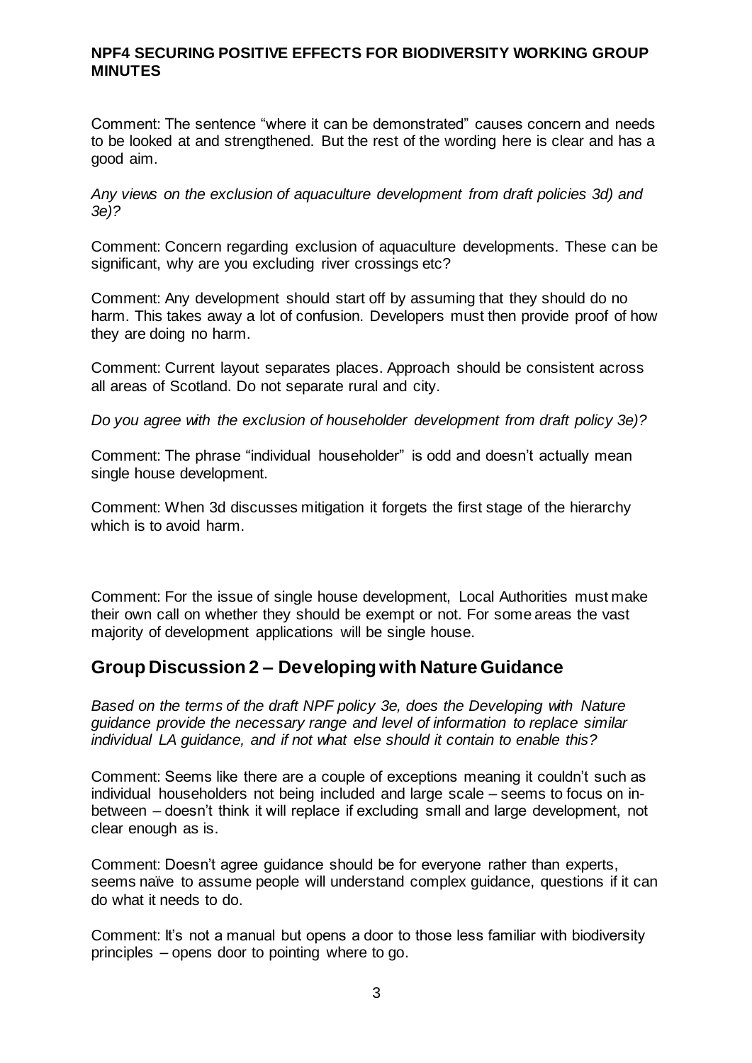Comment: The sentence "where it can be demonstrated" causes concern and needs to be looked at and strengthened. But the rest of the wording here is clear and has a good aim.

*Any views on the exclusion of aquaculture development from draft policies 3d) and 3e)?*

Comment: Concern regarding exclusion of aquaculture developments. These can be significant, why are you excluding river crossings etc?

Comment: Any development should start off by assuming that they should do no harm. This takes away a lot of confusion. Developers must then provide proof of how they are doing no harm.

Comment: Current layout separates places. Approach should be consistent across all areas of Scotland. Do not separate rural and city.

*Do you agree with the exclusion of householder development from draft policy 3e)?*

Comment: The phrase "individual householder" is odd and doesn't actually mean single house development.

Comment: When 3d discusses mitigation it forgets the first stage of the hierarchy which is to avoid harm.

Comment: For the issue of single house development, Local Authorities must make their own call on whether they should be exempt or not. For some areas the vast majority of development applications will be single house.

## Group Discussion 2 – Developing with Nature Guidance

*Based on the terms of the draft NPF policy 3e, does the Developing with Nature guidance provide the necessary range and level of information to replace similar individual LA guidance, and if not what else should it contain to enable this?*

Comment: Seems like there are a couple of exceptions meaning it couldn't such as individual householders not being included and large scale – seems to focus on in-between – doesn't think it will replace if excluding small and large development, not clear enough as is.

Comment: Doesn't agree guidance should be for everyone rather than experts, seems naïve to assume people will understand complex guidance, questions if it can do what it needs to do.

Comment: It's not a manual but opens a door to those less familiar with biodiversity principles – opens door to pointing where to go.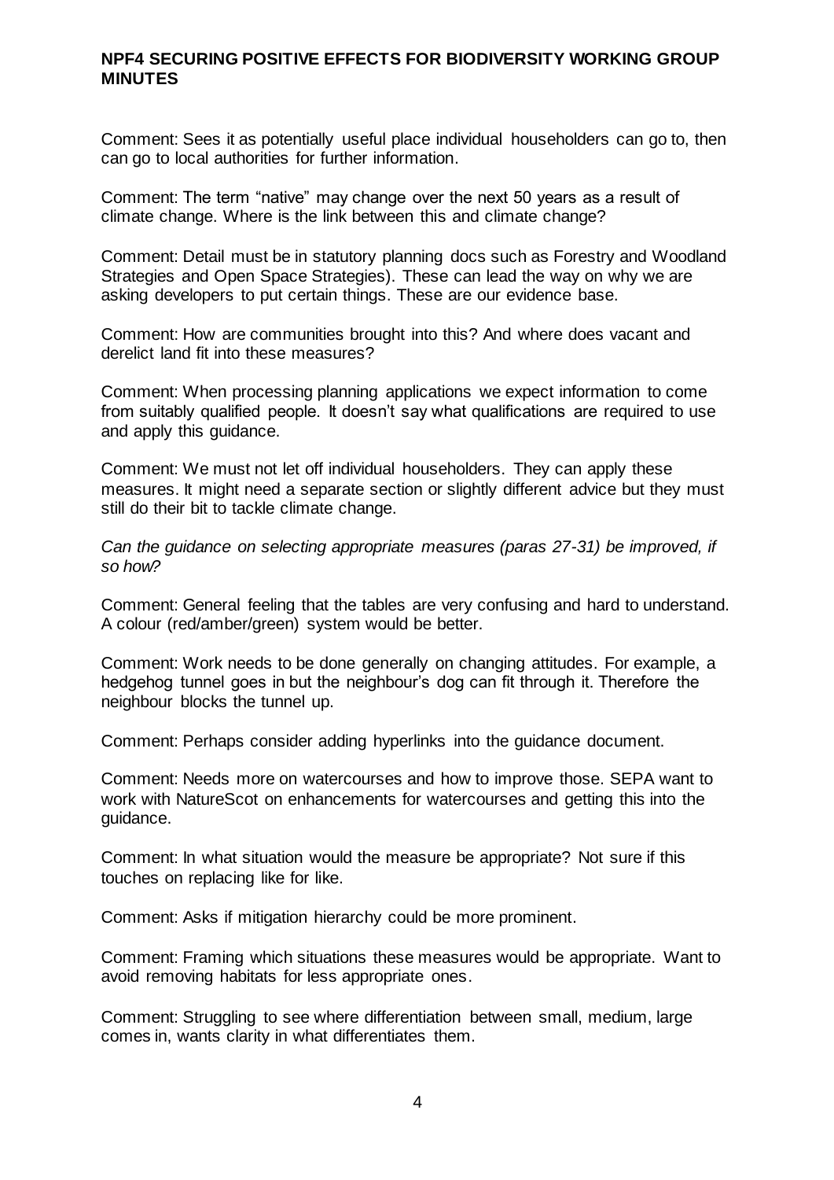Comment: Sees it as potentially useful place individual householders can go to, then can go to local authorities for further information.

Comment: The term "native" may change over the next 50 years as a result of climate change. Where is the link between this and climate change?

Comment: Detail must be in statutory planning docs such as Forestry and Woodland Strategies and Open Space Strategies). These can lead the way on why we are asking developers to put certain things. These are our evidence base.

Comment: How are communities brought into this? And where does vacant and derelict land fit into these measures?

Comment: When processing planning applications we expect information to come from suitably qualified people. It doesn't say what qualifications are required to use and apply this guidance.

Comment: We must not let off individual householders. They can apply these measures. It might need a separate section or slightly different advice but they must still do their bit to tackle climate change.

*Can the guidance on selecting appropriate measures (paras 27-31) be improved, if so how?*

Comment: General feeling that the tables are very confusing and hard to understand. A colour (red/amber/green) system would be better.

Comment: Work needs to be done generally on changing attitudes. For example, a hedgehog tunnel goes in but the neighbour's dog can fit through it. Therefore the neighbour blocks the tunnel up.

Comment: Perhaps consider adding hyperlinks into the guidance document.

Comment: Needs more on watercourses and how to improve those. SEPA want to work with NatureScot on enhancements for watercourses and getting this into the guidance.

Comment: In what situation would the measure be appropriate? Not sure if this touches on replacing like for like.

Comment: Asks if mitigation hierarchy could be more prominent.

Comment: Framing which situations these measures would be appropriate. Want to avoid removing habitats for less appropriate ones.

Comment: Struggling to see where differentiation between small, medium, large comes in, wants clarity in what differentiates them.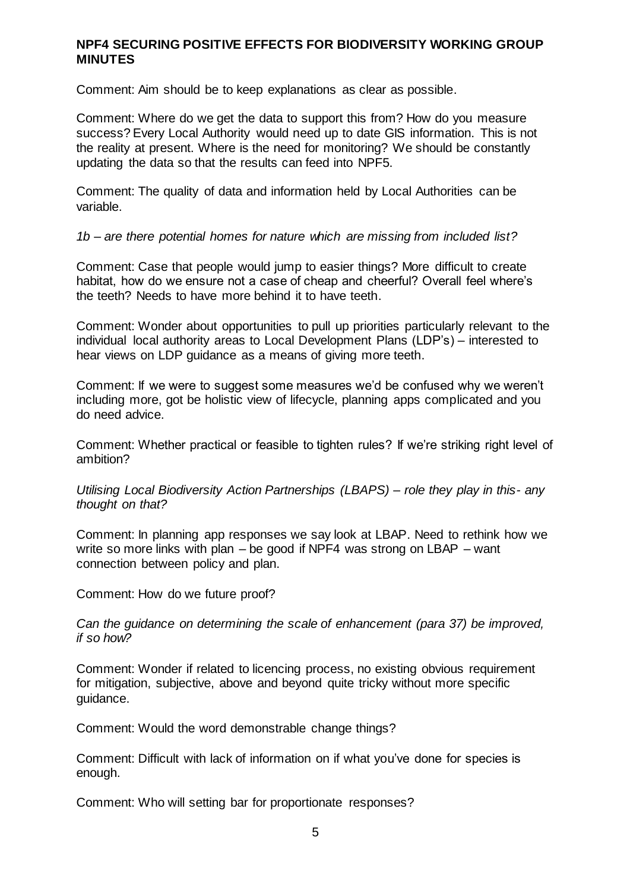**NPF4 SECURING POSITIVE EFFECTS FOR BIODIVERSITY WORKING GROUP MINUTES**

Comment: Aim should be to keep explanations as clear as possible.

Comment: Where do we get the data to support this from? How do you measure success? Every Local Authority would need up to date GIS information. This is not the reality at present. Where is the need for monitoring? We should be constantly updating the data so that the results can feed into NPF5.

Comment: The quality of data and information held by Local Authorities can be variable.

*1b – are there potential homes for nature which are missing from included list?*

Comment: Case that people would jump to easier things? More difficult to create habitat, how do we ensure not a case of cheap and cheerful? Overall feel where's the teeth? Needs to have more behind it to have teeth.

Comment: Wonder about opportunities to pull up priorities particularly relevant to the individual local authority areas to Local Development Plans (LDP's) – interested to hear views on LDP guidance as a means of giving more teeth.

Comment: If we were to suggest some measures we'd be confused why we weren't including more, got be holistic view of lifecycle, planning apps complicated and you do need advice.

Comment: Whether practical or feasible to tighten rules? If we're striking right level of ambition?

*Utilising Local Biodiversity Action Partnerships (LBAPS) – role they play in this- any thought on that?*

Comment: In planning app responses we say look at LBAP. Need to rethink how we write so more links with plan – be good if NPF4 was strong on LBAP – want connection between policy and plan.

Comment: How do we future proof?

*Can the guidance on determining the scale of enhancement (para 37) be improved, if so how?*

Comment: Wonder if related to licencing process, no existing obvious requirement for mitigation, subjective, above and beyond quite tricky without more specific guidance.

Comment: Would the word demonstrable change things?

Comment: Difficult with lack of information on if what you've done for species is enough.

Comment: Who will setting bar for proportionate responses?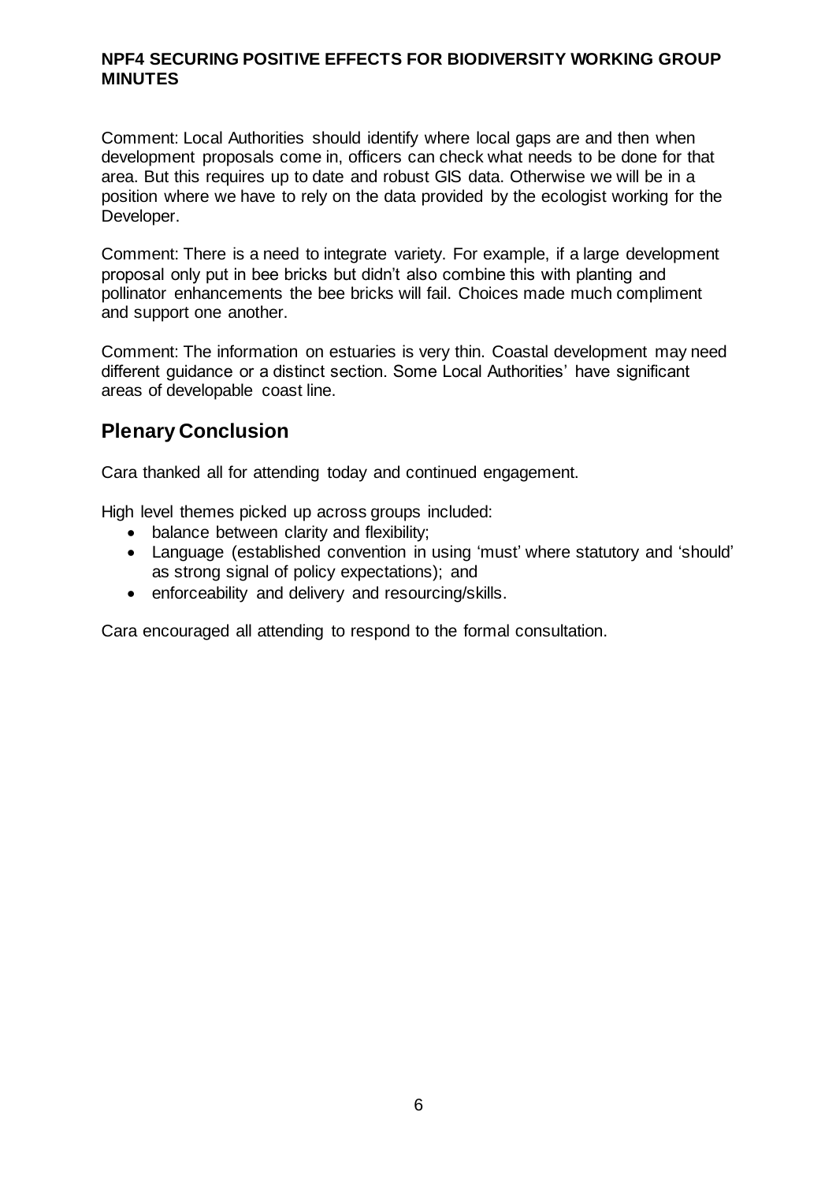Comment: Local Authorities should identify where local gaps are and then when development proposals come in, officers can check what needs to be done for that area. But this requires up to date and robust GIS data. Otherwise we will be in a position where we have to rely on the data provided by the ecologist working for the Developer.

Comment: There is a need to integrate variety. For example, if a large development proposal only put in bee bricks but didn't also combine this with planting and pollinator enhancements the bee bricks will fail. Choices made much compliment and support one another.

Comment: The information on estuaries is very thin. Coastal development may need different guidance or a distinct section. Some Local Authorities' have significant areas of developable coast line.

## Plenary Conclusion

Cara thanked all for attending today and continued engagement.

High level themes picked up across groups included:

- balance between clarity and flexibility;
- Language (established convention in using 'must' where statutory and 'should' as strong signal of policy expectations); and
- enforceability and delivery and resourcing/skills.

Cara encouraged all attending to respond to the formal consultation.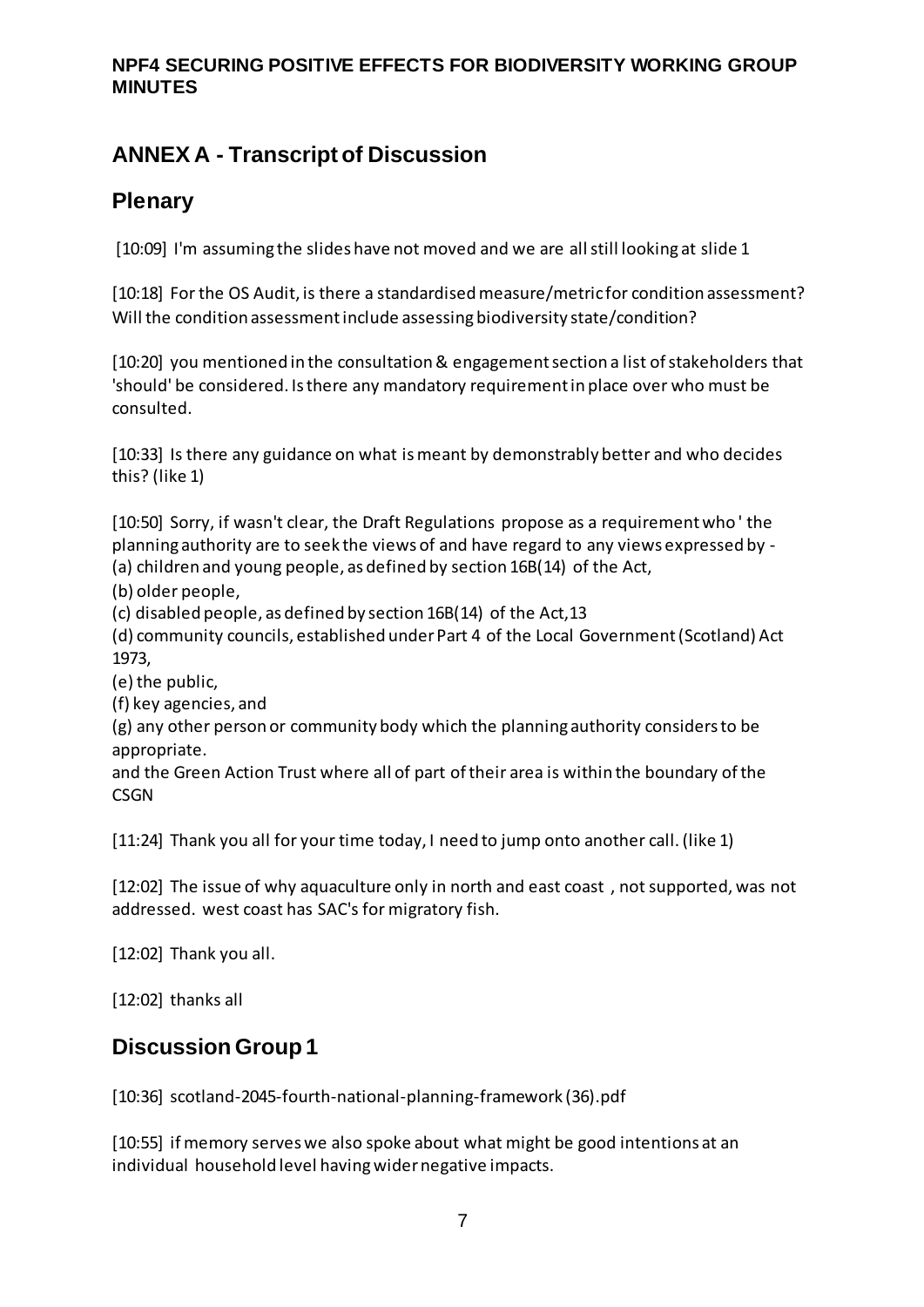## ANNEX A - Transcript of Discussion

### Plenary

[10:09] I'm assuming the slides have not moved and we are all still looking at slide 1

[10:18] For the OS Audit, is there a standardised measure/metric for condition assessment? Will the condition assessment include assessing biodiversity state/condition?

[10:20] you mentioned in the consultation & engagement section a list of stakeholders that 'should' be considered. Is there any mandatory requirement in place over who must be consulted.

[10:33] Is there any guidance on what is meant by demonstrably better and who decides this? (like 1)

[10:50] Sorry, if wasn't clear, the Draft Regulations propose as a requirement who ' the planning authority are to seek the views of and have regard to any views expressed by -
(a) children and young people, as defined by section 16B(14) of the Act,
(b) older people,
(c) disabled people, as defined by section 16B(14) of the Act,13
(d) community councils, established under Part 4 of the Local Government (Scotland) Act 1973,
(e) the public,
(f) key agencies, and
(g) any other person or community body which the planning authority considers to be appropriate.
and the Green Action Trust where all of part of their area is within the boundary of the CSGN

[11:24] Thank you all for your time today, I need to jump onto another call. (like 1)

[12:02] The issue of why aquaculture only in north and east coast , not supported, was not addressed. west coast has SAC's for migratory fish.

[12:02] Thank you all.

[12:02] thanks all

### Discussion Group 1

[10:36] scotland-2045-fourth-national-planning-framework (36).pdf

[10:55] if memory serves we also spoke about what might be good intentions at an individual household level having wider negative impacts.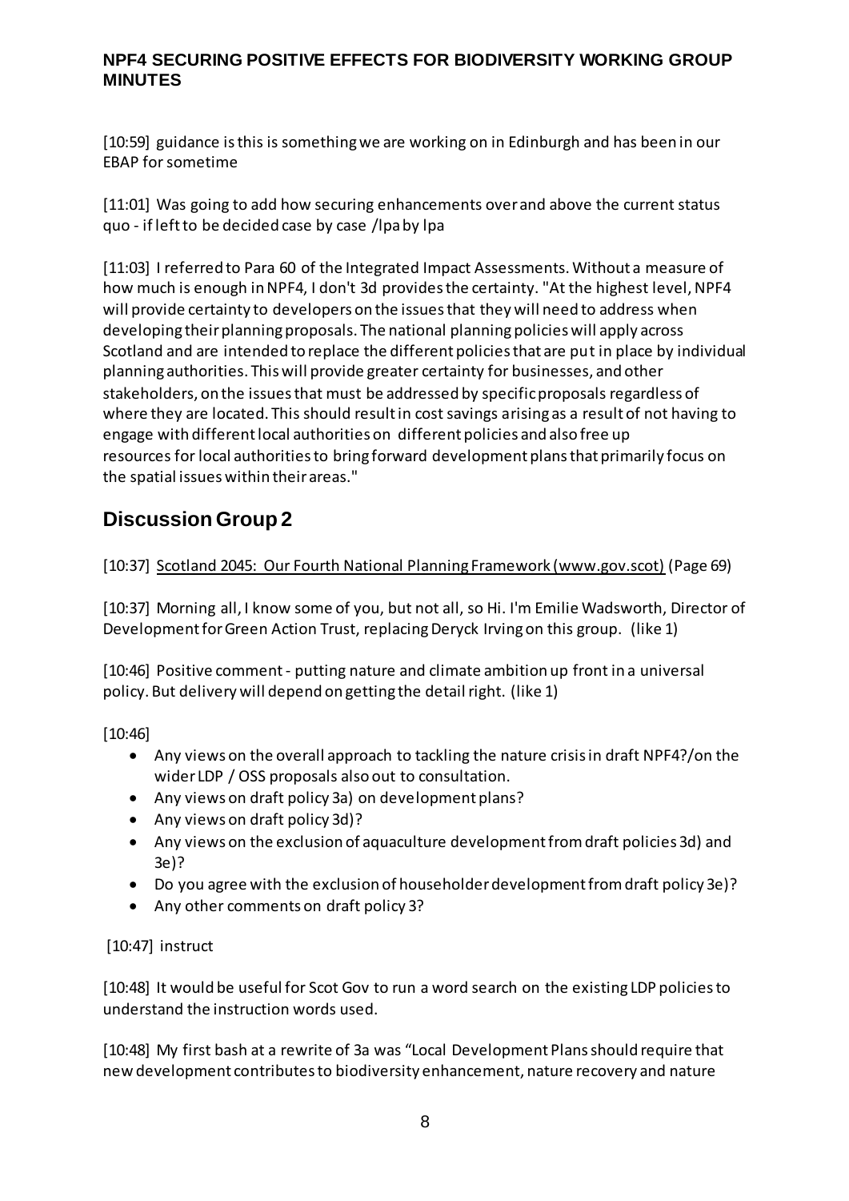[10:59] guidance is this is something we are working on in Edinburgh and has been in our EBAP for sometime

[11:01] Was going to add how securing enhancements over and above the current status quo - if left to be decided case by case /lpa by lpa

[11:03] I referred to Para 60 of the Integrated Impact Assessments. Without a measure of how much is enough in NPF4, I don't 3d provides the certainty. "At the highest level, NPF4 will provide certainty to developers on the issues that they will need to address when developing their planning proposals. The national planning policies will apply across Scotland and are intended to replace the different policies that are put in place by individual planning authorities. This will provide greater certainty for businesses, and other stakeholders, on the issues that must be addressed by specific proposals regardless of where they are located. This should result in cost savings arising as a result of not having to engage with different local authorities on different policies and also free up resources for local authorities to bring forward development plans that primarily focus on the spatial issues within their areas."

## Discussion Group 2

[10:37] Scotland 2045: Our Fourth National Planning Framework (www.gov.scot) (Page 69)

[10:37] Morning all, I know some of you, but not all, so Hi. I'm Emilie Wadsworth, Director of Development for Green Action Trust, replacing Deryck Irving on this group. (like 1)

[10:46] Positive comment - putting nature and climate ambition up front in a universal policy. But delivery will depend on getting the detail right. (like 1)

[10:46]

- Any views on the overall approach to tackling the nature crisis in draft NPF4?/on the wider LDP / OSS proposals also out to consultation.
- Any views on draft policy 3a) on development plans?
- Any views on draft policy 3d)?
- Any views on the exclusion of aquaculture development from draft policies 3d) and 3e)?
- Do you agree with the exclusion of householder development from draft policy 3e)?
- Any other comments on draft policy 3?

[10:47] instruct

[10:48] It would be useful for Scot Gov to run a word search on the existing LDP policies to understand the instruction words used.

[10:48] My first bash at a rewrite of 3a was "Local Development Plans should require that new development contributes to biodiversity enhancement, nature recovery and nature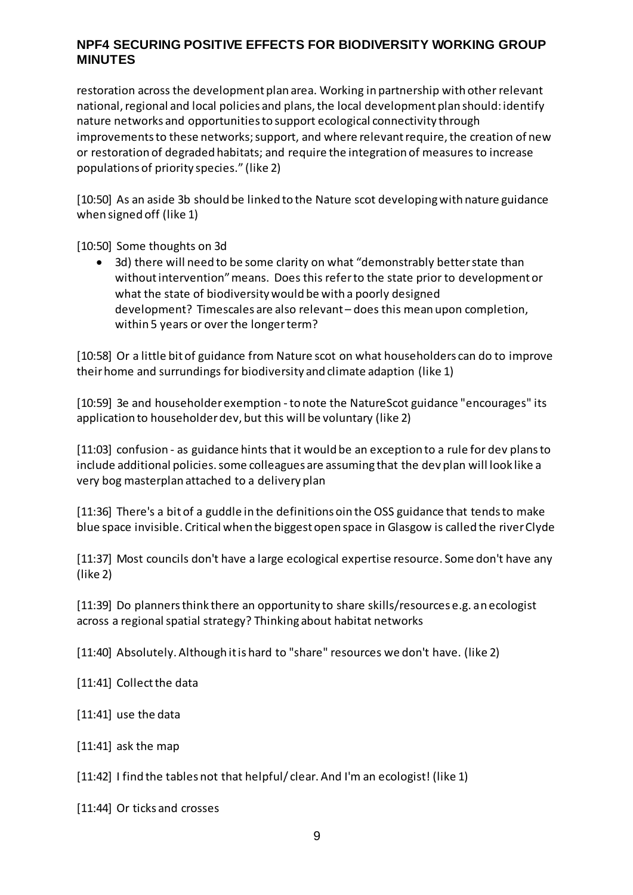restoration across the development plan area. Working in partnership with other relevant national, regional and local policies and plans, the local development plan should: identify nature networks and opportunities to support ecological connectivity through improvements to these networks; support, and where relevant require, the creation of new or restoration of degraded habitats; and require the integration of measures to increase populations of priority species." (like 2)

[10:50] As an aside 3b should be linked to the Nature scot developing with nature guidance when signed off (like 1)

[10:50] Some thoughts on 3d

- 3d) there will need to be some clarity on what "demonstrably better state than without intervention" means. Does this refer to the state prior to development or what the state of biodiversity would be with a poorly designed development? Timescales are also relevant – does this mean upon completion, within 5 years or over the longer term?

[10:58] Or a little bit of guidance from Nature scot on what householders can do to improve their home and surrundings for biodiversity and climate adaption (like 1)

[10:59] 3e and householder exemption - to note the NatureScot guidance "encourages" its application to householder dev, but this will be voluntary (like 2)

[11:03] confusion - as guidance hints that it would be an exception to a rule for dev plans to include additional policies. some colleagues are assuming that the dev plan will look like a very bog masterplan attached to a delivery plan

[11:36] There's a bit of a guddle in the definitions oin the OSS guidance that tends to make blue space invisible. Critical when the biggest open space in Glasgow is called the river Clyde

[11:37] Most councils don't have a large ecological expertise resource. Some don't have any (like 2)

[11:39] Do planners think there an opportunity to share skills/resources e.g. an ecologist across a regional spatial strategy? Thinking about habitat networks

[11:40] Absolutely. Although it is hard to "share" resources we don't have. (like 2)

[11:41] Collect the data

[11:41] use the data

[11:41] ask the map

[11:42] I find the tables not that helpful/ clear. And I'm an ecologist! (like 1)

[11:44] Or ticks and crosses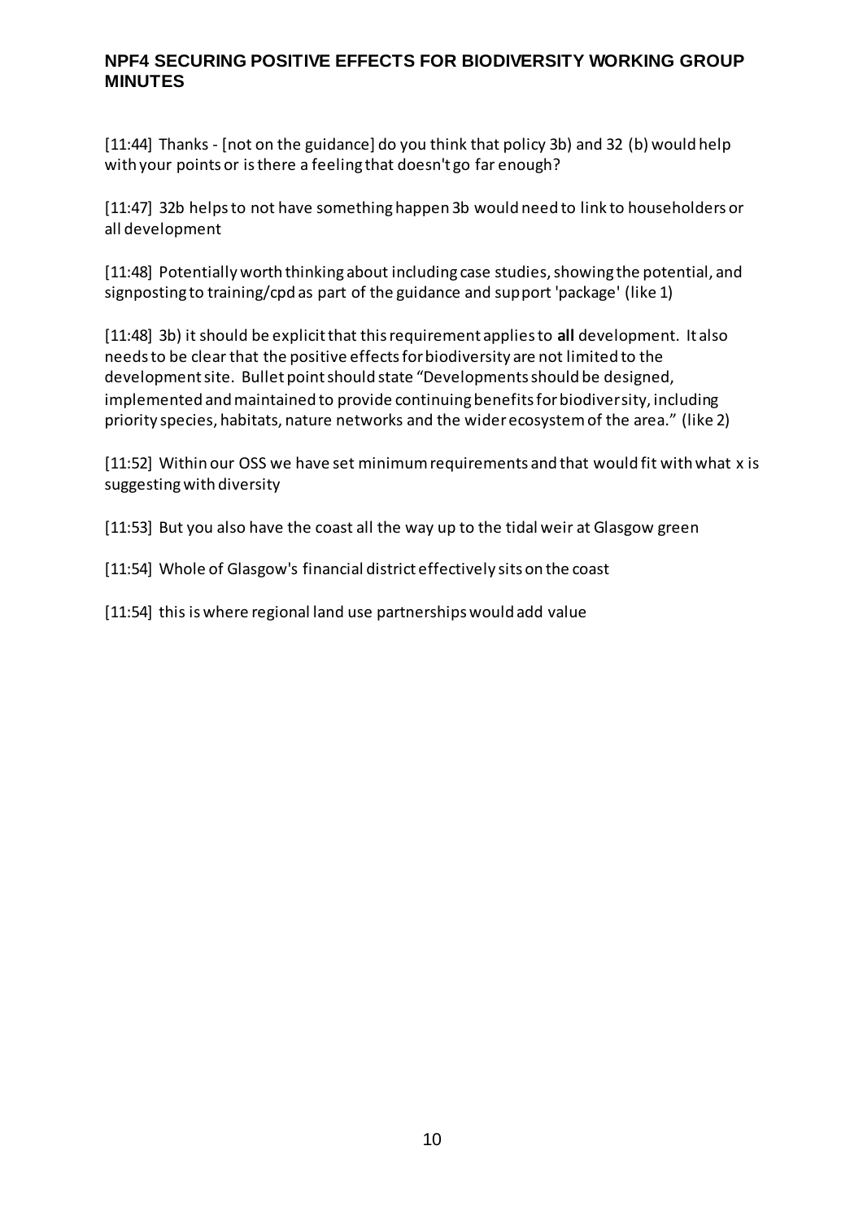[11:44] Thanks - [not on the guidance] do you think that policy 3b) and 32 (b) would help with your points or is there a feeling that doesn't go far enough?

[11:47] 32b helps to not have something happen 3b would need to link to householders or all development

[11:48] Potentially worth thinking about including case studies, showing the potential, and signposting to training/cpd as part of the guidance and support 'package' (like 1)

[11:48] 3b) it should be explicit that this requirement applies to **all** development. It also needs to be clear that the positive effects for biodiversity are not limited to the development site. Bullet point should state "Developments should be designed, implemented and maintained to provide continuing benefits for biodiversity, including priority species, habitats, nature networks and the wider ecosystem of the area." (like 2)

[11:52] Within our OSS we have set minimum requirements and that would fit with what x is suggesting with diversity

[11:53] But you also have the coast all the way up to the tidal weir at Glasgow green

[11:54] Whole of Glasgow's financial district effectively sits on the coast

[11:54] this is where regional land use partnerships would add value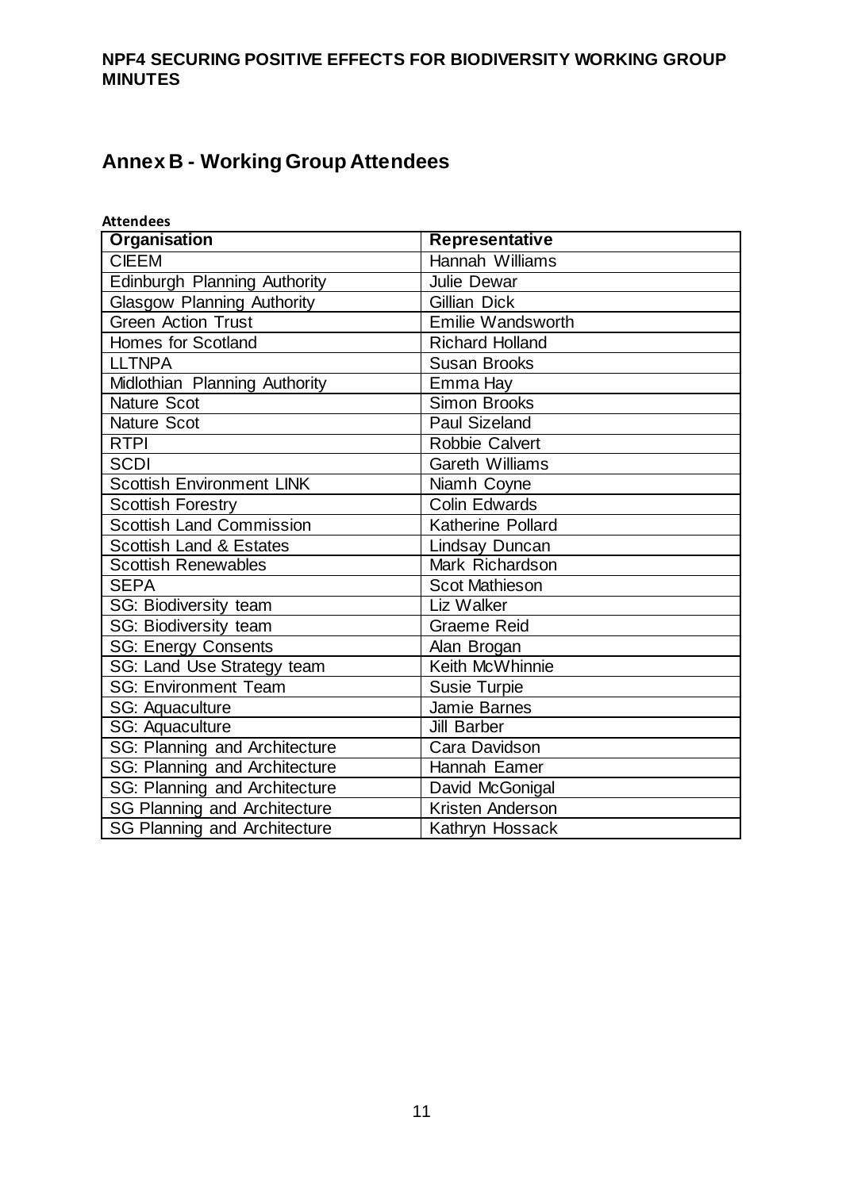## Annex B - Working Group Attendees

**Attendees**

| Organisation | Representative |
|---|---|
| CIEEM | Hannah Williams |
| Edinburgh Planning Authority | Julie Dewar |
| Glasgow Planning Authority | Gillian Dick |
| Green Action Trust | Emilie Wandsworth |
| Homes for Scotland | Richard Holland |
| LLTNPA | Susan Brooks |
| Midlothian Planning Authority | Emma Hay |
| Nature Scot | Simon Brooks |
| Nature Scot | Paul Sizeland |
| RTPI | Robbie Calvert |
| SCDI | Gareth Williams |
| Scottish Environment LINK | Niamh Coyne |
| Scottish Forestry | Colin Edwards |
| Scottish Land Commission | Katherine Pollard |
| Scottish Land & Estates | Lindsay Duncan |
| Scottish Renewables | Mark Richardson |
| SEPA | Scot Mathieson |
| SG: Biodiversity team | Liz Walker |
| SG: Biodiversity team | Graeme Reid |
| SG: Energy Consents | Alan Brogan |
| SG: Land Use Strategy team | Keith McWhinnie |
| SG: Environment Team | Susie Turpie |
| SG: Aquaculture | Jamie Barnes |
| SG: Aquaculture | Jill Barber |
| SG: Planning and Architecture | Cara Davidson |
| SG: Planning and Architecture | Hannah Eamer |
| SG: Planning and Architecture | David McGonigal |
| SG Planning and Architecture | Kristen Anderson |
| SG Planning and Architecture | Kathryn Hossack |